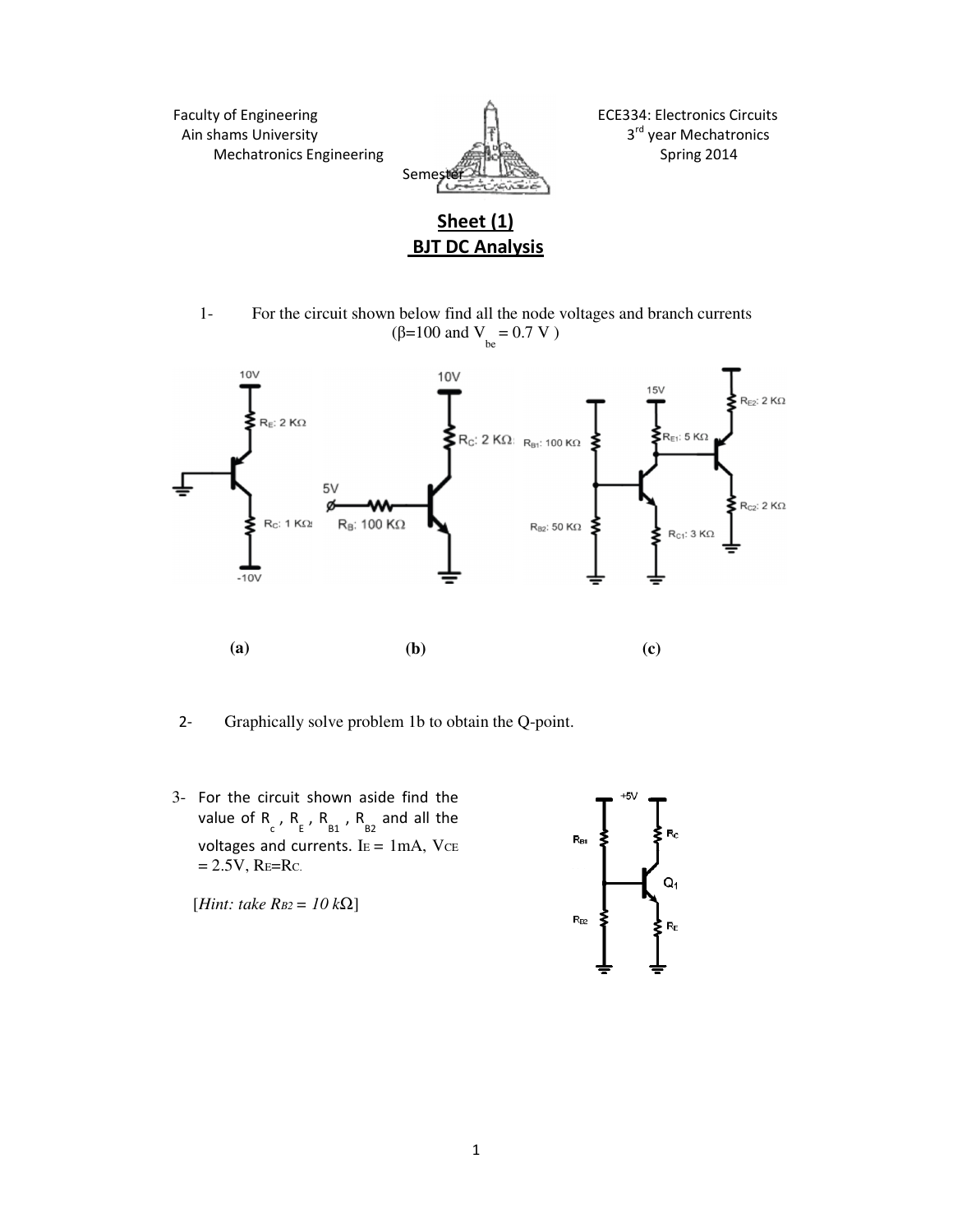Faculty of Engineering
Ain shams University
Mechatronics Engineering

ECE334: Electronics Circuits
3rd year Mechatronics
Spring 2014
Semester

# Sheet (1)
## BJT DC Analysis

1- For the circuit shown below find all the node voltages and branch currents ($\beta$=100 and $V_{be}$ = 0.7 V )

10V, $R_E$: 2 KΩ, $R_C$: 1 KΩ, -10V

10V, $R_C$: 2 KΩ, 5V, $R_B$: 100 KΩ

15V, $R_{B1}$: 100 KΩ, $R_{B2}$: 50 KΩ, $R_{E1}$: 5 KΩ, $R_{C1}$: 3 KΩ, $R_{E2}$: 2 KΩ, $R_{C2}$: 2 KΩ

**(a)** **(b)** **(c)**

2- Graphically solve problem 1b to obtain the Q-point.

3- For the circuit shown aside find the value of $R_c$ , $R_E$ , $R_{B1}$ , $R_{B2}$ and all the voltages and currents. $I_E$ = 1mA, $V_{CE}$ = 2.5V, $R_E$=$R_C$.

[*Hint: take $R_{B2}$ = 10 kΩ*]

+5V, $R_{B1}$, $R_{B2}$, $R_C$, $Q_1$, $R_E$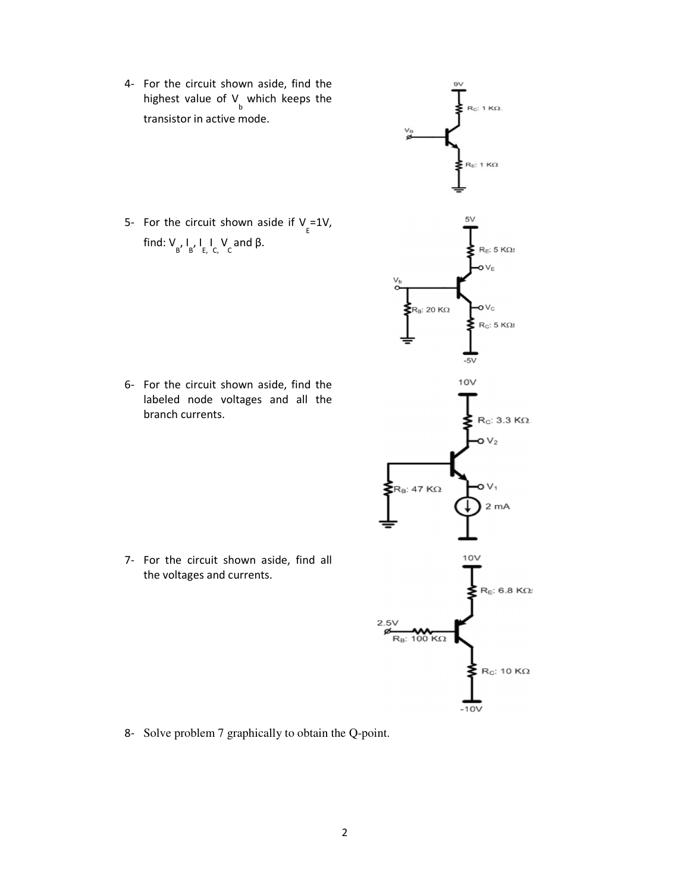4- For the circuit shown aside, find the highest value of $V_b$ which keeps the transistor in active mode.

5- For the circuit shown aside if $V_E$=1V, find: $V_B$, $I_B$, $I_E$, $I_C$, $V_C$ and β.

6- For the circuit shown aside, find the labeled node voltages and all the branch currents.

7- For the circuit shown aside, find all the voltages and currents.

8- Solve problem 7 graphically to obtain the Q-point.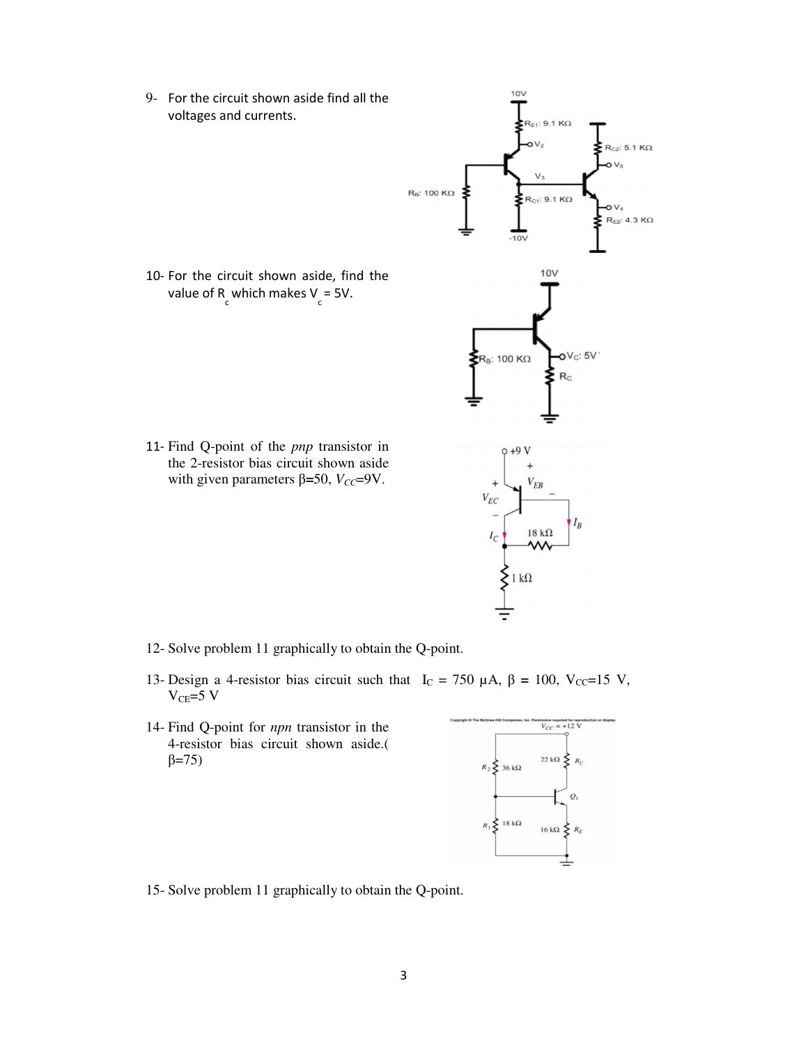9- For the circuit shown aside find all the voltages and currents.

10- For the circuit shown aside, find the value of $R_c$ which makes $V_c$ = 5V.

11- Find Q-point of the *pnp* transistor in the 2-resistor bias circuit shown aside with given parameters β=50, $V_{CC}$=9V.

12- Solve problem 11 graphically to obtain the Q-point.

13- Design a 4-resistor bias circuit such that $I_C$ = 750 μA, β = 100, $V_{CC}$=15 V, $V_{CE}$=5 V

14- Find Q-point for *npn* transistor in the 4-resistor bias circuit shown aside.( β=75)

15- Solve problem 11 graphically to obtain the Q-point.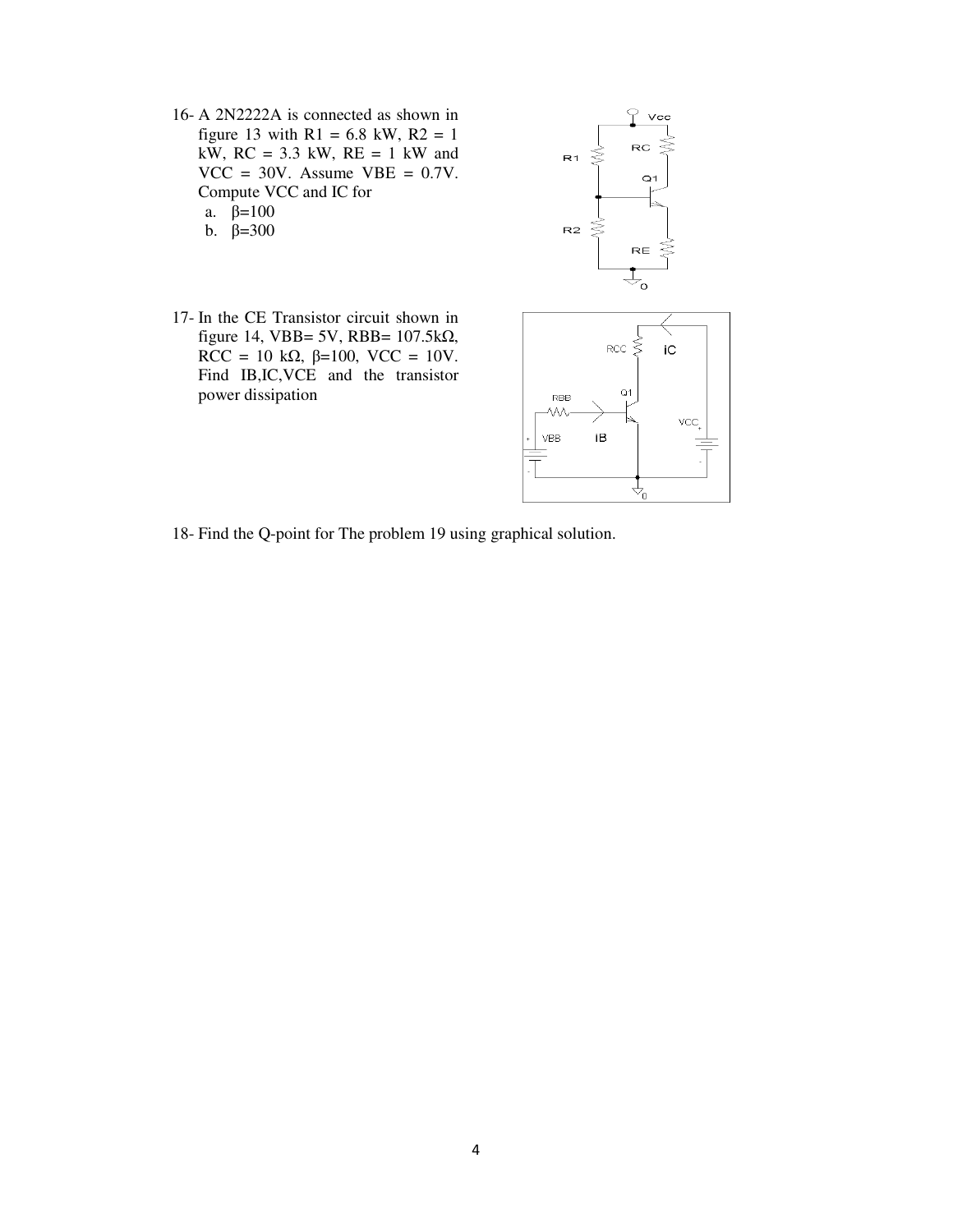16- A 2N2222A is connected as shown in figure 13 with R1 = 6.8 kW, R2 = 1 kW, RC = 3.3 kW, RE = 1 kW and VCC = 30V. Assume VBE = 0.7V. Compute VCC and IC for

a. β=100
b. β=300

Vcc

RC

R1

Q1

R2

RE

0

17- In the CE Transistor circuit shown in figure 14, VBB= 5V, RBB= 107.5kΩ, RCC = 10 kΩ, β=100, VCC = 10V. Find IB,IC,VCE and the transistor power dissipation

RCC

iC

Q1

RBB

VCC

VBB

IB

0

18- Find the Q-point for The problem 19 using graphical solution.